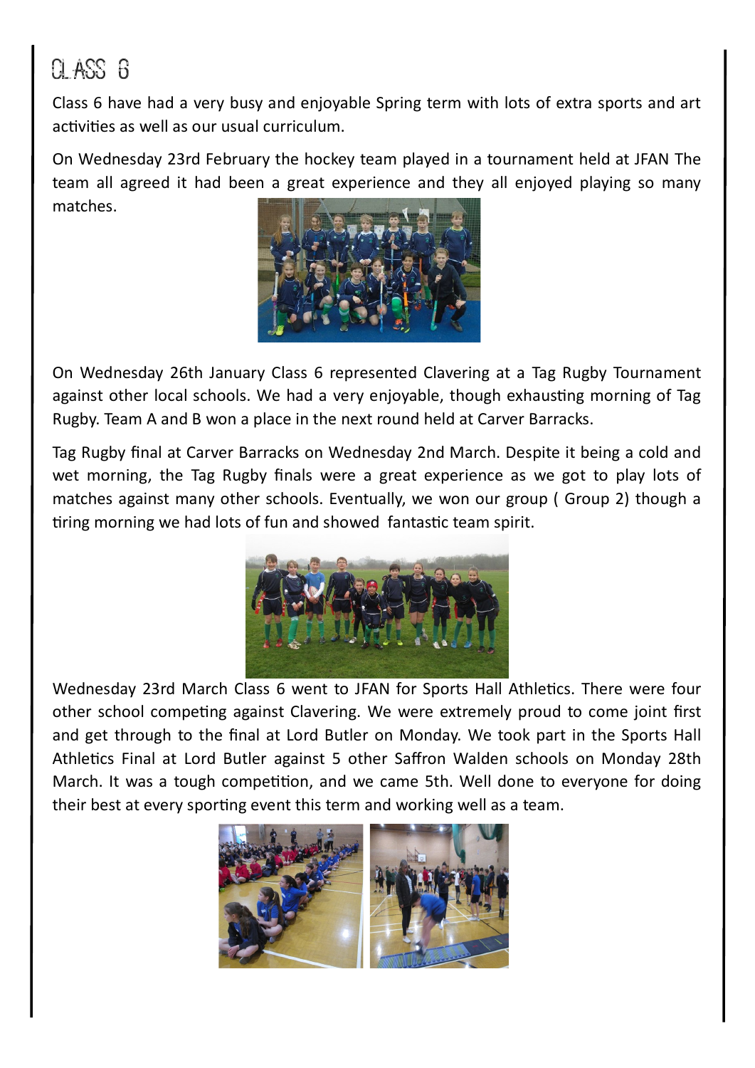# Class 6

Class 6 have had a very busy and enjoyable Spring term with lots of extra sports and art activities as well as our usual curriculum.

On Wednesday 23rd February the hockey team played in a tournament held at JFAN The team all agreed it had been a great experience and they all enjoyed playing so many matches.

On Wednesday 26th January Class 6 represented Clavering at a Tag Rugby Tournament against other local schools. We had a very enjoyable, though exhausting morning of Tag Rugby. Team A and B won a place in the next round held at Carver Barracks.

Tag Rugby final at Carver Barracks on Wednesday 2nd March. Despite it being a cold and wet morning, the Tag Rugby finals were a great experience as we got to play lots of matches against many other schools. Eventually, we won our group ( Group 2) though a tiring morning we had lots of fun and showed fantastic team spirit.

Wednesday 23rd March Class 6 went to JFAN for Sports Hall Athletics. There were four other school competing against Clavering. We were extremely proud to come joint first and get through to the final at Lord Butler on Monday. We took part in the Sports Hall Athletics Final at Lord Butler against 5 other Saffron Walden schools on Monday 28th March. It was a tough competition, and we came 5th. Well done to everyone for doing their best at every sporting event this term and working well as a team.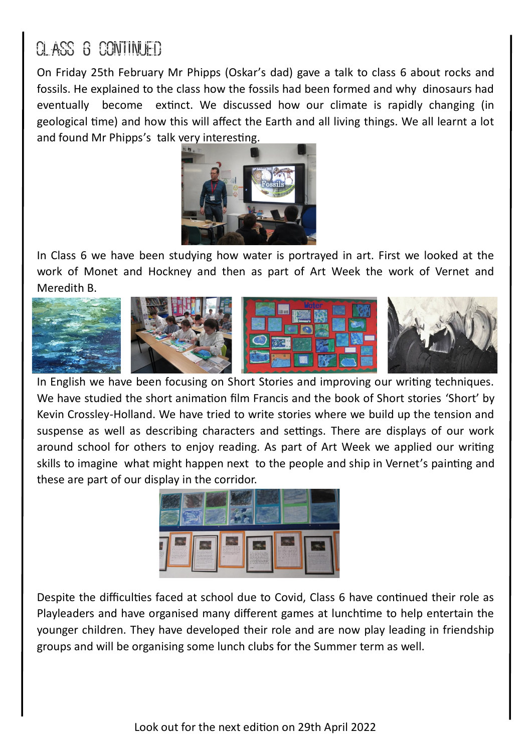## Class 6 Continued

On Friday 25th February Mr Phipps (Oskar's dad) gave a talk to class 6 about rocks and fossils. He explained to the class how the fossils had been formed and why dinosaurs had eventually become extinct. We discussed how our climate is rapidly changing (in geological time) and how this will affect the Earth and all living things. We all learnt a lot and found Mr Phipps's talk very interesting.

In Class 6 we have been studying how water is portrayed in art. First we looked at the work of Monet and Hockney and then as part of Art Week the work of Vernet and Meredith B.

In English we have been focusing on Short Stories and improving our writing techniques. We have studied the short animation film Francis and the book of Short stories 'Short' by Kevin Crossley-Holland. We have tried to write stories where we build up the tension and suspense as well as describing characters and settings. There are displays of our work around school for others to enjoy reading. As part of Art Week we applied our writing skills to imagine what might happen next to the people and ship in Vernet's painting and these are part of our display in the corridor.

Despite the difficulties faced at school due to Covid, Class 6 have continued their role as Playleaders and have organised many different games at lunchtime to help entertain the younger children. They have developed their role and are now play leading in friendship groups and will be organising some lunch clubs for the Summer term as well.

Look out for the next edition on 29th April 2022